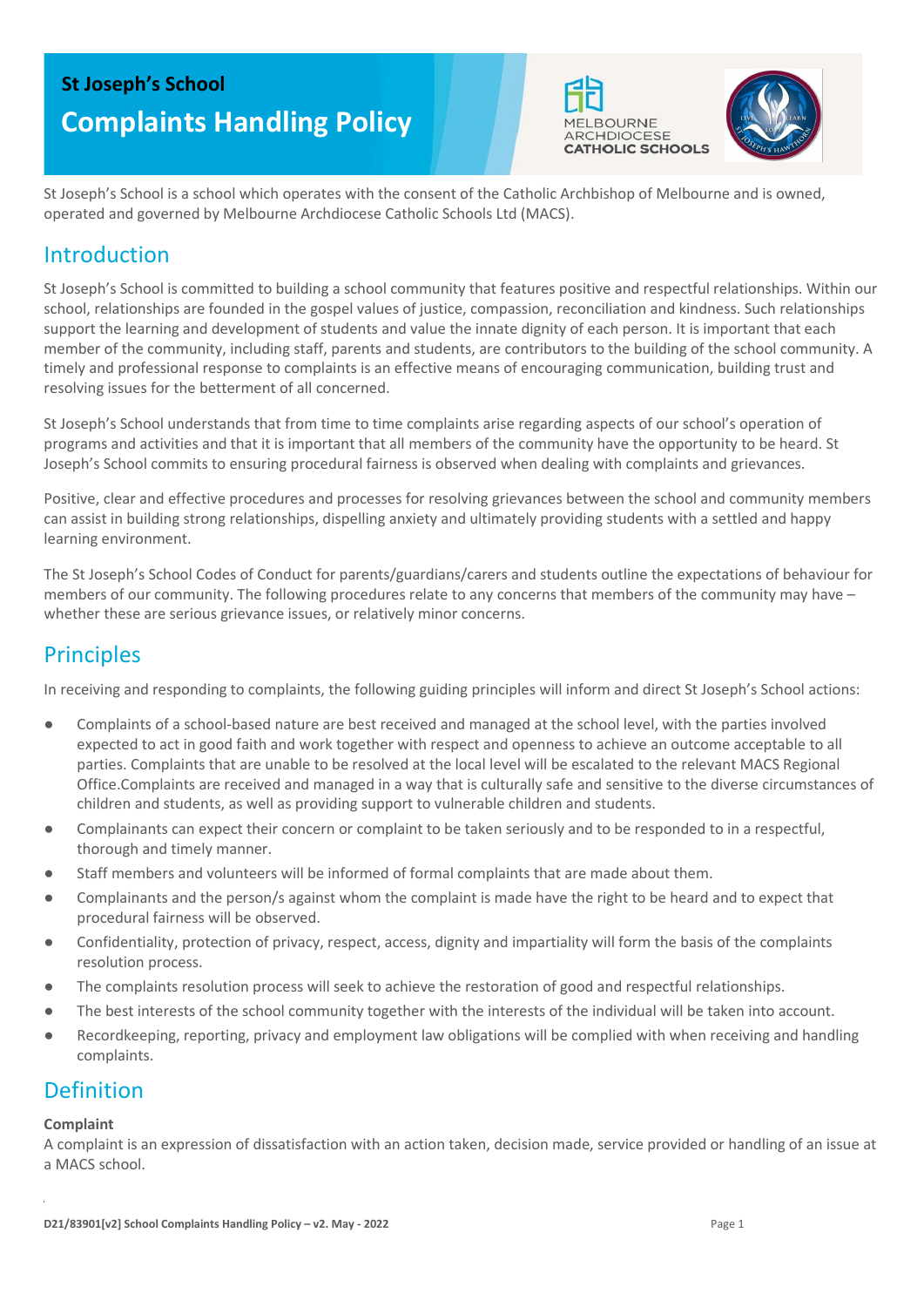# St Joseph's School

# Complaints Handling Policy

St Joseph's School is a school which operates with the consent of the Catholic Archbishop of Melbourne and is owned, operated and governed by Melbourne Archdiocese Catholic Schools Ltd (MACS).

## Introduction

St Joseph's School is committed to building a school community that features positive and respectful relationships. Within our school, relationships are founded in the gospel values of justice, compassion, reconciliation and kindness. Such relationships support the learning and development of students and value the innate dignity of each person. It is important that each member of the community, including staff, parents and students, are contributors to the building of the school community. A timely and professional response to complaints is an effective means of encouraging communication, building trust and resolving issues for the betterment of all concerned.

St Joseph's School understands that from time to time complaints arise regarding aspects of our school's operation of programs and activities and that it is important that all members of the community have the opportunity to be heard. St Joseph's School commits to ensuring procedural fairness is observed when dealing with complaints and grievances.

Positive, clear and effective procedures and processes for resolving grievances between the school and community members can assist in building strong relationships, dispelling anxiety and ultimately providing students with a settled and happy learning environment.

The St Joseph's School Codes of Conduct for parents/guardians/carers and students outline the expectations of behaviour for members of our community. The following procedures relate to any concerns that members of the community may have – whether these are serious grievance issues, or relatively minor concerns.

## Principles

In receiving and responding to complaints, the following guiding principles will inform and direct St Joseph's School actions:

- Complaints of a school-based nature are best received and managed at the school level, with the parties involved expected to act in good faith and work together with respect and openness to achieve an outcome acceptable to all parties. Complaints that are unable to be resolved at the local level will be escalated to the relevant MACS Regional Office.Complaints are received and managed in a way that is culturally safe and sensitive to the diverse circumstances of children and students, as well as providing support to vulnerable children and students.
- Complainants can expect their concern or complaint to be taken seriously and to be responded to in a respectful, thorough and timely manner.
- Staff members and volunteers will be informed of formal complaints that are made about them.
- Complainants and the person/s against whom the complaint is made have the right to be heard and to expect that procedural fairness will be observed.
- Confidentiality, protection of privacy, respect, access, dignity and impartiality will form the basis of the complaints resolution process.
- The complaints resolution process will seek to achieve the restoration of good and respectful relationships.
- The best interests of the school community together with the interests of the individual will be taken into account.
- Recordkeeping, reporting, privacy and employment law obligations will be complied with when receiving and handling complaints.

## Definition

**Complaint**

A complaint is an expression of dissatisfaction with an action taken, decision made, service provided or handling of an issue at a MACS school.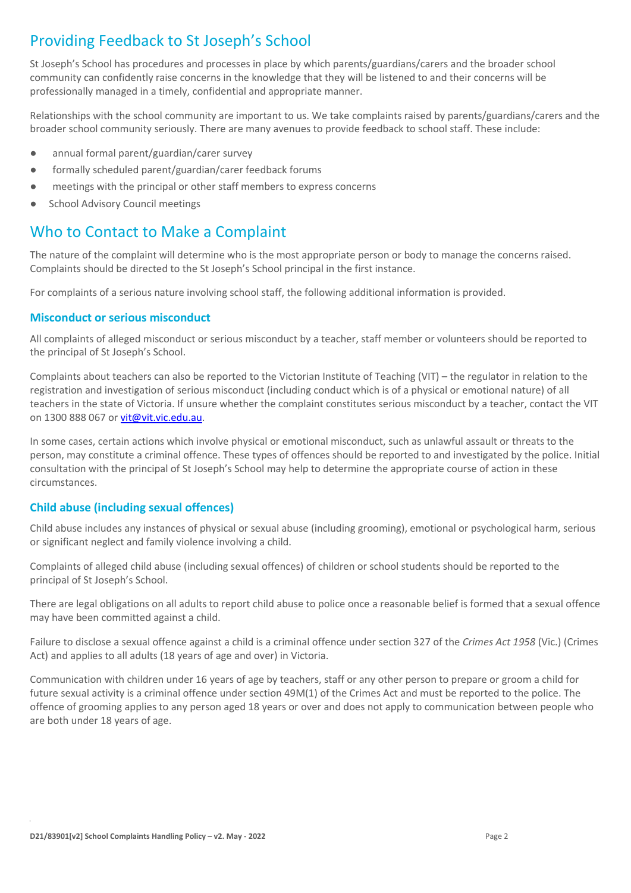## Providing Feedback to St Joseph's School

St Joseph's School has procedures and processes in place by which parents/guardians/carers and the broader school community can confidently raise concerns in the knowledge that they will be listened to and their concerns will be professionally managed in a timely, confidential and appropriate manner.

Relationships with the school community are important to us. We take complaints raised by parents/guardians/carers and the broader school community seriously. There are many avenues to provide feedback to school staff. These include:

- annual formal parent/guardian/carer survey
- formally scheduled parent/guardian/carer feedback forums
- meetings with the principal or other staff members to express concerns
- School Advisory Council meetings

## Who to Contact to Make a Complaint

The nature of the complaint will determine who is the most appropriate person or body to manage the concerns raised. Complaints should be directed to the St Joseph's School principal in the first instance.

For complaints of a serious nature involving school staff, the following additional information is provided.

### Misconduct or serious misconduct

All complaints of alleged misconduct or serious misconduct by a teacher, staff member or volunteers should be reported to the principal of St Joseph's School.

Complaints about teachers can also be reported to the Victorian Institute of Teaching (VIT) – the regulator in relation to the registration and investigation of serious misconduct (including conduct which is of a physical or emotional nature) of all teachers in the state of Victoria. If unsure whether the complaint constitutes serious misconduct by a teacher, contact the VIT on 1300 888 067 or [vit@vit.vic.edu.au](mailto:vit@vit.vic.edu.au).

In some cases, certain actions which involve physical or emotional misconduct, such as unlawful assault or threats to the person, may constitute a criminal offence. These types of offences should be reported to and investigated by the police. Initial consultation with the principal of St Joseph's School may help to determine the appropriate course of action in these circumstances.

### Child abuse (including sexual offences)

Child abuse includes any instances of physical or sexual abuse (including grooming), emotional or psychological harm, serious or significant neglect and family violence involving a child.

Complaints of alleged child abuse (including sexual offences) of children or school students should be reported to the principal of St Joseph's School.

There are legal obligations on all adults to report child abuse to police once a reasonable belief is formed that a sexual offence may have been committed against a child.

Failure to disclose a sexual offence against a child is a criminal offence under section 327 of the *Crimes Act 1958* (Vic.) (Crimes Act) and applies to all adults (18 years of age and over) in Victoria.

Communication with children under 16 years of age by teachers, staff or any other person to prepare or groom a child for future sexual activity is a criminal offence under section 49M(1) of the Crimes Act and must be reported to the police. The offence of grooming applies to any person aged 18 years or over and does not apply to communication between people who are both under 18 years of age.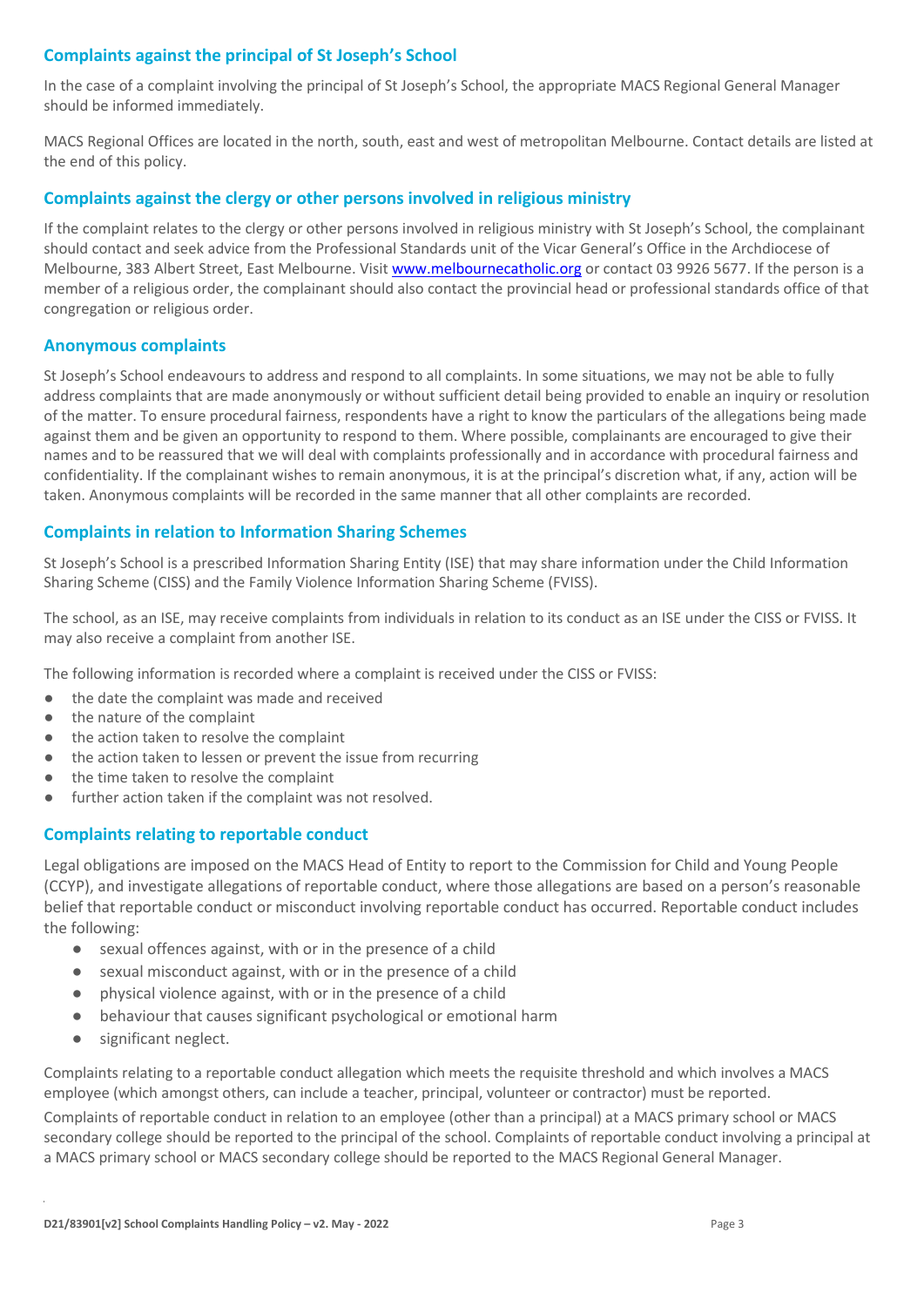## Complaints against the principal of St Joseph's School

In the case of a complaint involving the principal of St Joseph's School, the appropriate MACS Regional General Manager should be informed immediately.

MACS Regional Offices are located in the north, south, east and west of metropolitan Melbourne. Contact details are listed at the end of this policy.

## Complaints against the clergy or other persons involved in religious ministry

If the complaint relates to the clergy or other persons involved in religious ministry with St Joseph's School, the complainant should contact and seek advice from the Professional Standards unit of the Vicar General's Office in the Archdiocese of Melbourne, 383 Albert Street, East Melbourne. Visit [www.melbournecatholic.org](http://www.melbournecatholic.org) or contact 03 9926 5677. If the person is a member of a religious order, the complainant should also contact the provincial head or professional standards office of that congregation or religious order.

## Anonymous complaints

St Joseph's School endeavours to address and respond to all complaints. In some situations, we may not be able to fully address complaints that are made anonymously or without sufficient detail being provided to enable an inquiry or resolution of the matter. To ensure procedural fairness, respondents have a right to know the particulars of the allegations being made against them and be given an opportunity to respond to them. Where possible, complainants are encouraged to give their names and to be reassured that we will deal with complaints professionally and in accordance with procedural fairness and confidentiality. If the complainant wishes to remain anonymous, it is at the principal's discretion what, if any, action will be taken. Anonymous complaints will be recorded in the same manner that all other complaints are recorded.

## Complaints in relation to Information Sharing Schemes

St Joseph's School is a prescribed Information Sharing Entity (ISE) that may share information under the Child Information Sharing Scheme (CISS) and the Family Violence Information Sharing Scheme (FVISS).

The school, as an ISE, may receive complaints from individuals in relation to its conduct as an ISE under the CISS or FVISS. It may also receive a complaint from another ISE.

The following information is recorded where a complaint is received under the CISS or FVISS:

- the date the complaint was made and received
- the nature of the complaint
- the action taken to resolve the complaint
- the action taken to lessen or prevent the issue from recurring
- the time taken to resolve the complaint
- further action taken if the complaint was not resolved.

## Complaints relating to reportable conduct

Legal obligations are imposed on the MACS Head of Entity to report to the Commission for Child and Young People (CCYP), and investigate allegations of reportable conduct, where those allegations are based on a person's reasonable belief that reportable conduct or misconduct involving reportable conduct has occurred. Reportable conduct includes the following:

- sexual offences against, with or in the presence of a child
- sexual misconduct against, with or in the presence of a child
- physical violence against, with or in the presence of a child
- behaviour that causes significant psychological or emotional harm
- significant neglect.

Complaints relating to a reportable conduct allegation which meets the requisite threshold and which involves a MACS employee (which amongst others, can include a teacher, principal, volunteer or contractor) must be reported.

Complaints of reportable conduct in relation to an employee (other than a principal) at a MACS primary school or MACS secondary college should be reported to the principal of the school. Complaints of reportable conduct involving a principal at a MACS primary school or MACS secondary college should be reported to the MACS Regional General Manager.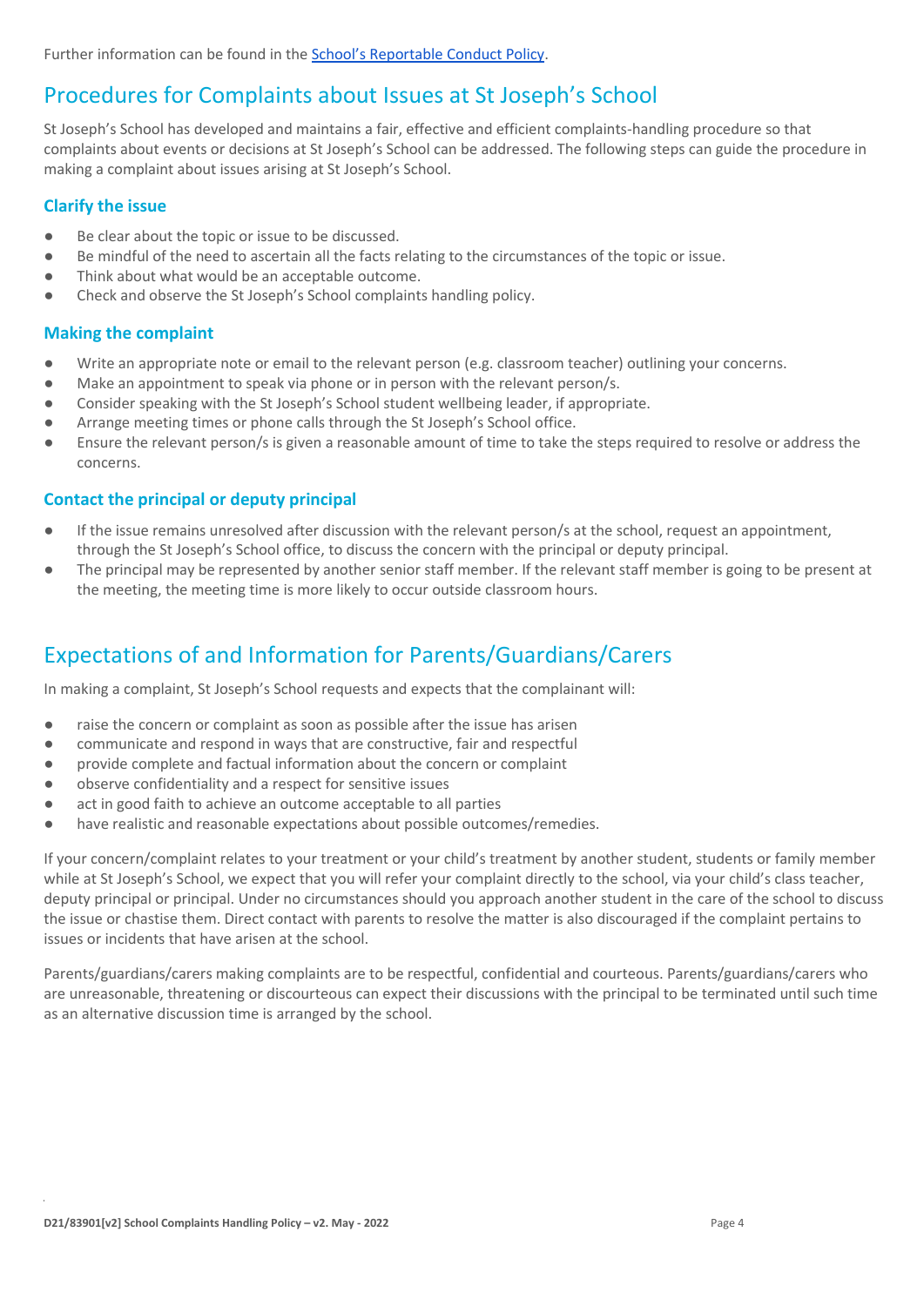Further information can be found in the [School's Reportable Conduct Policy](#).

## Procedures for Complaints about Issues at St Joseph's School

St Joseph's School has developed and maintains a fair, effective and efficient complaints-handling procedure so that complaints about events or decisions at St Joseph's School can be addressed. The following steps can guide the procedure in making a complaint about issues arising at St Joseph's School.

### Clarify the issue

- Be clear about the topic or issue to be discussed.
- Be mindful of the need to ascertain all the facts relating to the circumstances of the topic or issue.
- Think about what would be an acceptable outcome.
- Check and observe the St Joseph's School complaints handling policy.

### Making the complaint

- Write an appropriate note or email to the relevant person (e.g. classroom teacher) outlining your concerns.
- Make an appointment to speak via phone or in person with the relevant person/s.
- Consider speaking with the St Joseph's School student wellbeing leader, if appropriate.
- Arrange meeting times or phone calls through the St Joseph's School office.
- Ensure the relevant person/s is given a reasonable amount of time to take the steps required to resolve or address the concerns.

### Contact the principal or deputy principal

- If the issue remains unresolved after discussion with the relevant person/s at the school, request an appointment, through the St Joseph's School office, to discuss the concern with the principal or deputy principal.
- The principal may be represented by another senior staff member. If the relevant staff member is going to be present at the meeting, the meeting time is more likely to occur outside classroom hours.

## Expectations of and Information for Parents/Guardians/Carers

In making a complaint, St Joseph's School requests and expects that the complainant will:

- raise the concern or complaint as soon as possible after the issue has arisen
- communicate and respond in ways that are constructive, fair and respectful
- provide complete and factual information about the concern or complaint
- observe confidentiality and a respect for sensitive issues
- act in good faith to achieve an outcome acceptable to all parties
- have realistic and reasonable expectations about possible outcomes/remedies.

If your concern/complaint relates to your treatment or your child's treatment by another student, students or family member while at St Joseph's School, we expect that you will refer your complaint directly to the school, via your child's class teacher, deputy principal or principal. Under no circumstances should you approach another student in the care of the school to discuss the issue or chastise them. Direct contact with parents to resolve the matter is also discouraged if the complaint pertains to issues or incidents that have arisen at the school.

Parents/guardians/carers making complaints are to be respectful, confidential and courteous. Parents/guardians/carers who are unreasonable, threatening or discourteous can expect their discussions with the principal to be terminated until such time as an alternative discussion time is arranged by the school.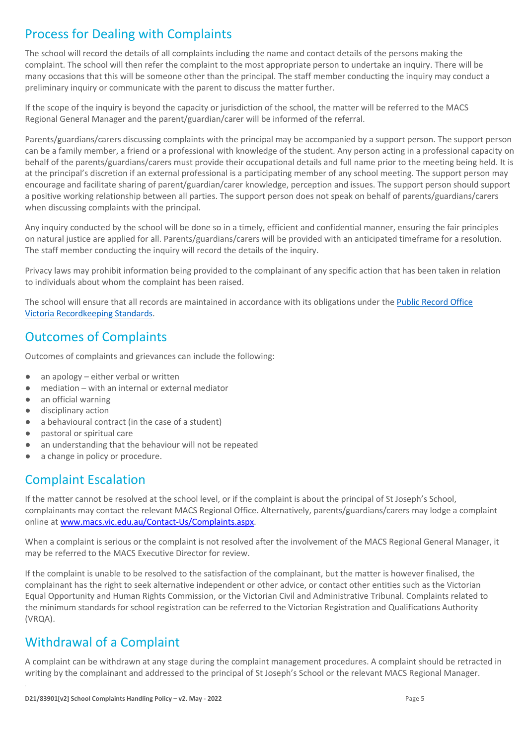## Process for Dealing with Complaints

The school will record the details of all complaints including the name and contact details of the persons making the complaint. The school will then refer the complaint to the most appropriate person to undertake an inquiry. There will be many occasions that this will be someone other than the principal. The staff member conducting the inquiry may conduct a preliminary inquiry or communicate with the parent to discuss the matter further.

If the scope of the inquiry is beyond the capacity or jurisdiction of the school, the matter will be referred to the MACS Regional General Manager and the parent/guardian/carer will be informed of the referral.

Parents/guardians/carers discussing complaints with the principal may be accompanied by a support person. The support person can be a family member, a friend or a professional with knowledge of the student. Any person acting in a professional capacity on behalf of the parents/guardians/carers must provide their occupational details and full name prior to the meeting being held. It is at the principal's discretion if an external professional is a participating member of any school meeting. The support person may encourage and facilitate sharing of parent/guardian/carer knowledge, perception and issues. The support person should support a positive working relationship between all parties. The support person does not speak on behalf of parents/guardians/carers when discussing complaints with the principal.

Any inquiry conducted by the school will be done so in a timely, efficient and confidential manner, ensuring the fair principles on natural justice are applied for all. Parents/guardians/carers will be provided with an anticipated timeframe for a resolution. The staff member conducting the inquiry will record the details of the inquiry.

Privacy laws may prohibit information being provided to the complainant of any specific action that has been taken in relation to individuals about whom the complaint has been raised.

The school will ensure that all records are maintained in accordance with its obligations under the [Public Record Office Victoria Recordkeeping Standards](#).

## Outcomes of Complaints

Outcomes of complaints and grievances can include the following:

- an apology – either verbal or written
- mediation – with an internal or external mediator
- an official warning
- disciplinary action
- a behavioural contract (in the case of a student)
- pastoral or spiritual care
- an understanding that the behaviour will not be repeated
- a change in policy or procedure.

## Complaint Escalation

If the matter cannot be resolved at the school level, or if the complaint is about the principal of St Joseph's School, complainants may contact the relevant MACS Regional Office. Alternatively, parents/guardians/carers may lodge a complaint online at [www.macs.vic.edu.au/Contact-Us/Complaints.aspx](www.macs.vic.edu.au/Contact-Us/Complaints.aspx).

When a complaint is serious or the complaint is not resolved after the involvement of the MACS Regional General Manager, it may be referred to the MACS Executive Director for review.

If the complaint is unable to be resolved to the satisfaction of the complainant, but the matter is however finalised, the complainant has the right to seek alternative independent or other advice, or contact other entities such as the Victorian Equal Opportunity and Human Rights Commission, or the Victorian Civil and Administrative Tribunal. Complaints related to the minimum standards for school registration can be referred to the Victorian Registration and Qualifications Authority (VRQA).

## Withdrawal of a Complaint

A complaint can be withdrawn at any stage during the complaint management procedures. A complaint should be retracted in writing by the complainant and addressed to the principal of St Joseph's School or the relevant MACS Regional Manager.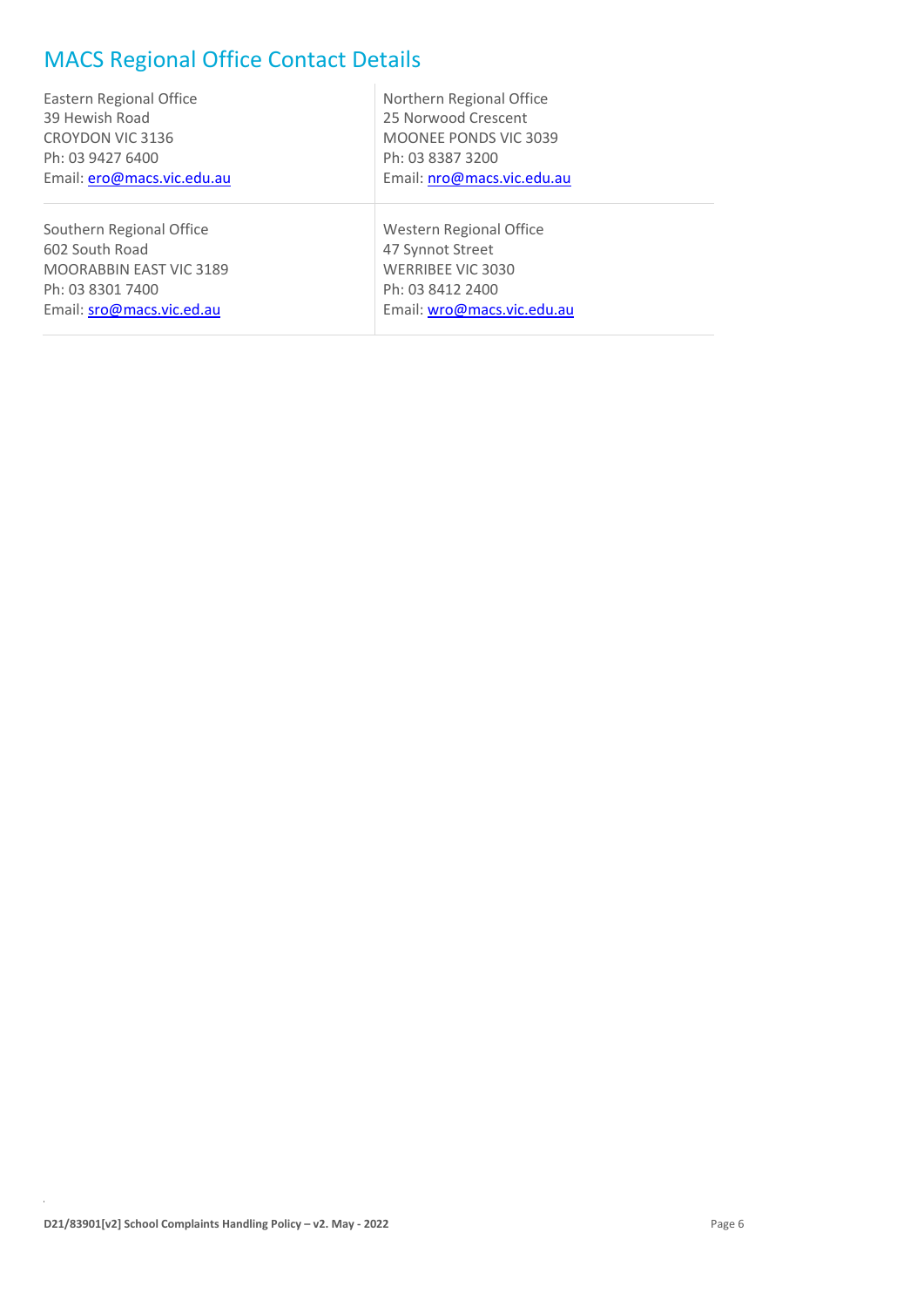## MACS Regional Office Contact Details

| | |
|---|---|
| Eastern Regional Office<br>39 Hewish Road<br>CROYDON VIC 3136<br>Ph: 03 9427 6400<br>Email: ero@macs.vic.edu.au | Northern Regional Office<br>25 Norwood Crescent<br>MOONEE PONDS VIC 3039<br>Ph: 03 8387 3200<br>Email: nro@macs.vic.edu.au |
| Southern Regional Office<br>602 South Road<br>MOORABBIN EAST VIC 3189<br>Ph: 03 8301 7400<br>Email: sro@macs.vic.ed.au | Western Regional Office<br>47 Synnot Street<br>WERRIBEE VIC 3030<br>Ph: 03 8412 2400<br>Email: wro@macs.vic.edu.au |